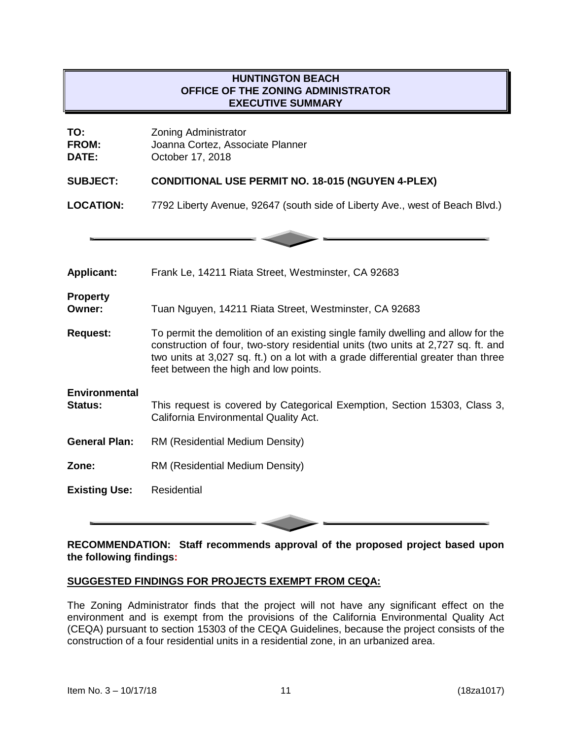# HUNTINGTON BEACH
## OFFICE OF THE ZONING ADMINISTRATOR
## EXECUTIVE SUMMARY

**TO:** Zoning Administrator
**FROM:** Joanna Cortez, Associate Planner
**DATE:** October 17, 2018

**SUBJECT:** **CONDITIONAL USE PERMIT NO. 18-015 (NGUYEN 4-PLEX)**

**LOCATION:** 7792 Liberty Avenue, 92647 (south side of Liberty Ave., west of Beach Blvd.)

---

**Applicant:** Frank Le, 14211 Riata Street, Westminster, CA 92683

**Property Owner:** Tuan Nguyen, 14211 Riata Street, Westminster, CA 92683

**Request:** To permit the demolition of an existing single family dwelling and allow for the construction of four, two-story residential units (two units at 2,727 sq. ft. and two units at 3,027 sq. ft.) on a lot with a grade differential greater than three feet between the high and low points.

**Environmental Status:** This request is covered by Categorical Exemption, Section 15303, Class 3, California Environmental Quality Act.

**General Plan:** RM (Residential Medium Density)

**Zone:** RM (Residential Medium Density)

**Existing Use:** Residential

---

**RECOMMENDATION: Staff recommends approval of the proposed project based upon the following findings:**

**SUGGESTED FINDINGS FOR PROJECTS EXEMPT FROM CEQA:**

The Zoning Administrator finds that the project will not have any significant effect on the environment and is exempt from the provisions of the California Environmental Quality Act (CEQA) pursuant to section 15303 of the CEQA Guidelines, because the project consists of the construction of a four residential units in a residential zone, in an urbanized area.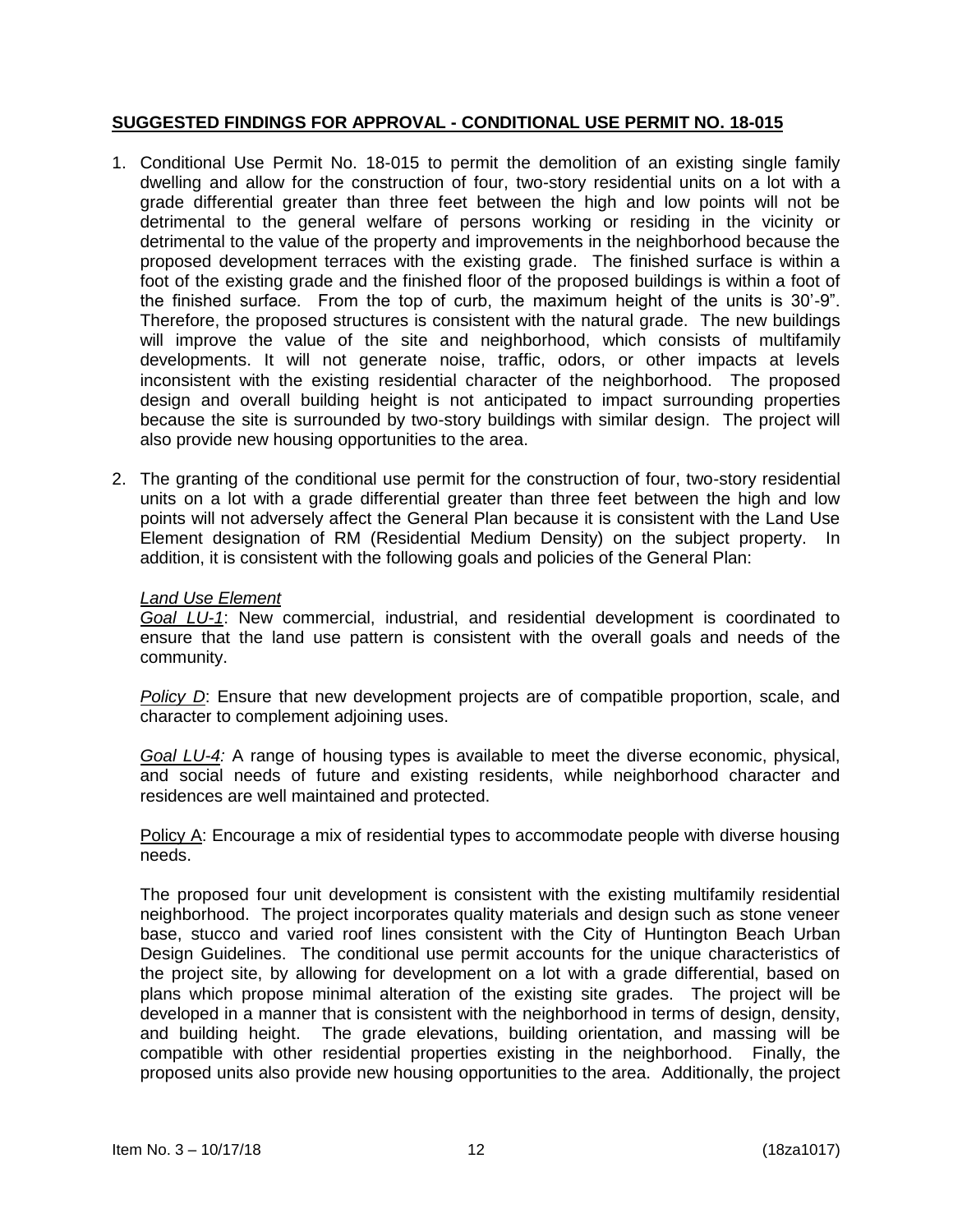**SUGGESTED FINDINGS FOR APPROVAL - CONDITIONAL USE PERMIT NO. 18-015**

1. Conditional Use Permit No. 18-015 to permit the demolition of an existing single family dwelling and allow for the construction of four, two-story residential units on a lot with a grade differential greater than three feet between the high and low points will not be detrimental to the general welfare of persons working or residing in the vicinity or detrimental to the value of the property and improvements in the neighborhood because the proposed development terraces with the existing grade. The finished surface is within a foot of the existing grade and the finished floor of the proposed buildings is within a foot of the finished surface. From the top of curb, the maximum height of the units is 30'-9". Therefore, the proposed structures is consistent with the natural grade. The new buildings will improve the value of the site and neighborhood, which consists of multifamily developments. It will not generate noise, traffic, odors, or other impacts at levels inconsistent with the existing residential character of the neighborhood. The proposed design and overall building height is not anticipated to impact surrounding properties because the site is surrounded by two-story buildings with similar design. The project will also provide new housing opportunities to the area.

2. The granting of the conditional use permit for the construction of four, two-story residential units on a lot with a grade differential greater than three feet between the high and low points will not adversely affect the General Plan because it is consistent with the Land Use Element designation of RM (Residential Medium Density) on the subject property. In addition, it is consistent with the following goals and policies of the General Plan:

   *Land Use Element*

   *Goal LU-1*: New commercial, industrial, and residential development is coordinated to ensure that the land use pattern is consistent with the overall goals and needs of the community.

   *Policy D*: Ensure that new development projects are of compatible proportion, scale, and character to complement adjoining uses.

   *Goal LU-4:* A range of housing types is available to meet the diverse economic, physical, and social needs of future and existing residents, while neighborhood character and residences are well maintained and protected.

   Policy A: Encourage a mix of residential types to accommodate people with diverse housing needs.

   The proposed four unit development is consistent with the existing multifamily residential neighborhood. The project incorporates quality materials and design such as stone veneer base, stucco and varied roof lines consistent with the City of Huntington Beach Urban Design Guidelines. The conditional use permit accounts for the unique characteristics of the project site, by allowing for development on a lot with a grade differential, based on plans which propose minimal alteration of the existing site grades. The project will be developed in a manner that is consistent with the neighborhood in terms of design, density, and building height. The grade elevations, building orientation, and massing will be compatible with other residential properties existing in the neighborhood. Finally, the proposed units also provide new housing opportunities to the area. Additionally, the project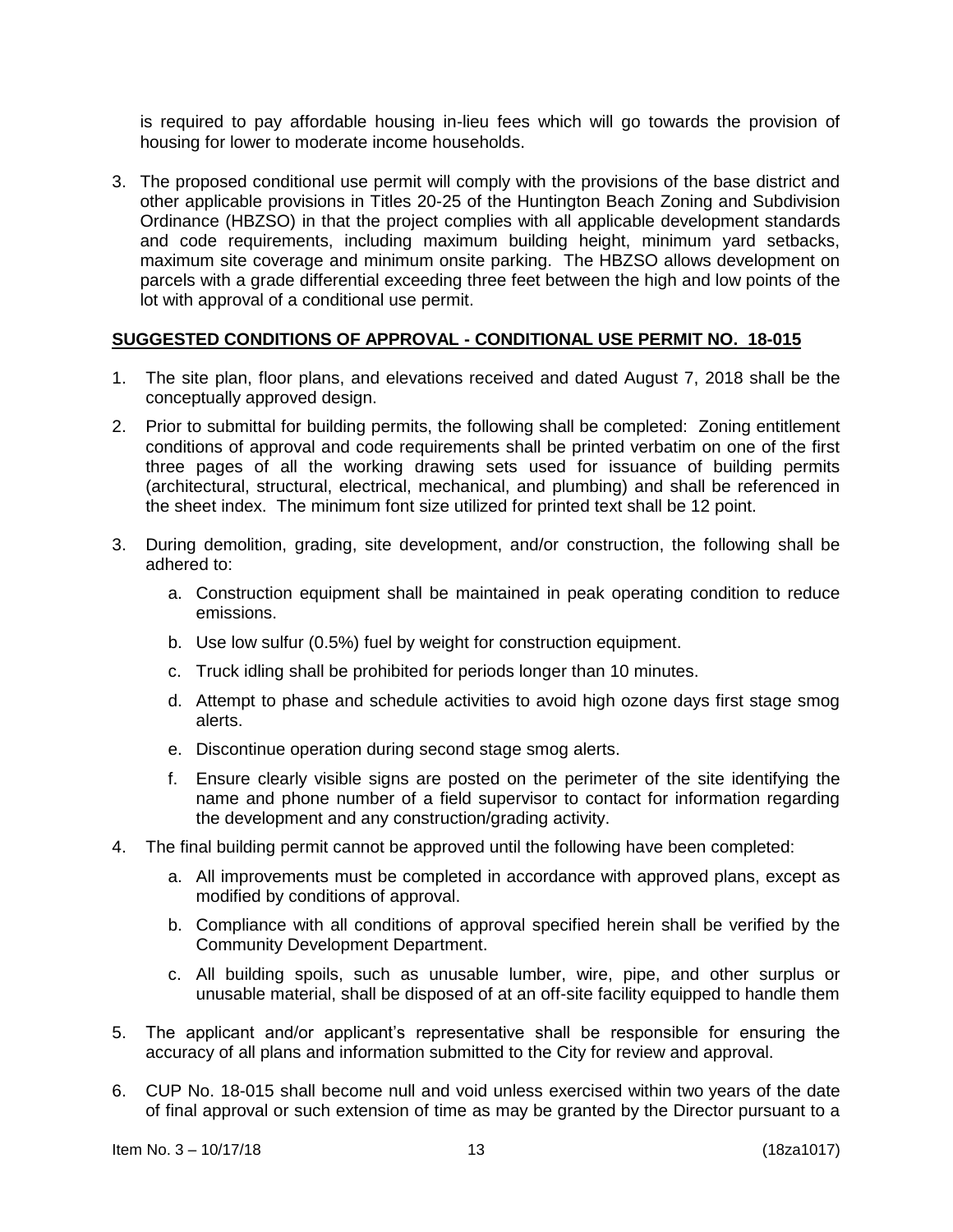is required to pay affordable housing in-lieu fees which will go towards the provision of housing for lower to moderate income households.

3. The proposed conditional use permit will comply with the provisions of the base district and other applicable provisions in Titles 20-25 of the Huntington Beach Zoning and Subdivision Ordinance (HBZSO) in that the project complies with all applicable development standards and code requirements, including maximum building height, minimum yard setbacks, maximum site coverage and minimum onsite parking. The HBZSO allows development on parcels with a grade differential exceeding three feet between the high and low points of the lot with approval of a conditional use permit.

## SUGGESTED CONDITIONS OF APPROVAL - CONDITIONAL USE PERMIT NO. 18-015

1. The site plan, floor plans, and elevations received and dated August 7, 2018 shall be the conceptually approved design.

2. Prior to submittal for building permits, the following shall be completed: Zoning entitlement conditions of approval and code requirements shall be printed verbatim on one of the first three pages of all the working drawing sets used for issuance of building permits (architectural, structural, electrical, mechanical, and plumbing) and shall be referenced in the sheet index. The minimum font size utilized for printed text shall be 12 point.

3. During demolition, grading, site development, and/or construction, the following shall be adhered to:

   a. Construction equipment shall be maintained in peak operating condition to reduce emissions.

   b. Use low sulfur (0.5%) fuel by weight for construction equipment.

   c. Truck idling shall be prohibited for periods longer than 10 minutes.

   d. Attempt to phase and schedule activities to avoid high ozone days first stage smog alerts.

   e. Discontinue operation during second stage smog alerts.

   f. Ensure clearly visible signs are posted on the perimeter of the site identifying the name and phone number of a field supervisor to contact for information regarding the development and any construction/grading activity.

4. The final building permit cannot be approved until the following have been completed:

   a. All improvements must be completed in accordance with approved plans, except as modified by conditions of approval.

   b. Compliance with all conditions of approval specified herein shall be verified by the Community Development Department.

   c. All building spoils, such as unusable lumber, wire, pipe, and other surplus or unusable material, shall be disposed of at an off-site facility equipped to handle them

5. The applicant and/or applicant's representative shall be responsible for ensuring the accuracy of all plans and information submitted to the City for review and approval.

6. CUP No. 18-015 shall become null and void unless exercised within two years of the date of final approval or such extension of time as may be granted by the Director pursuant to a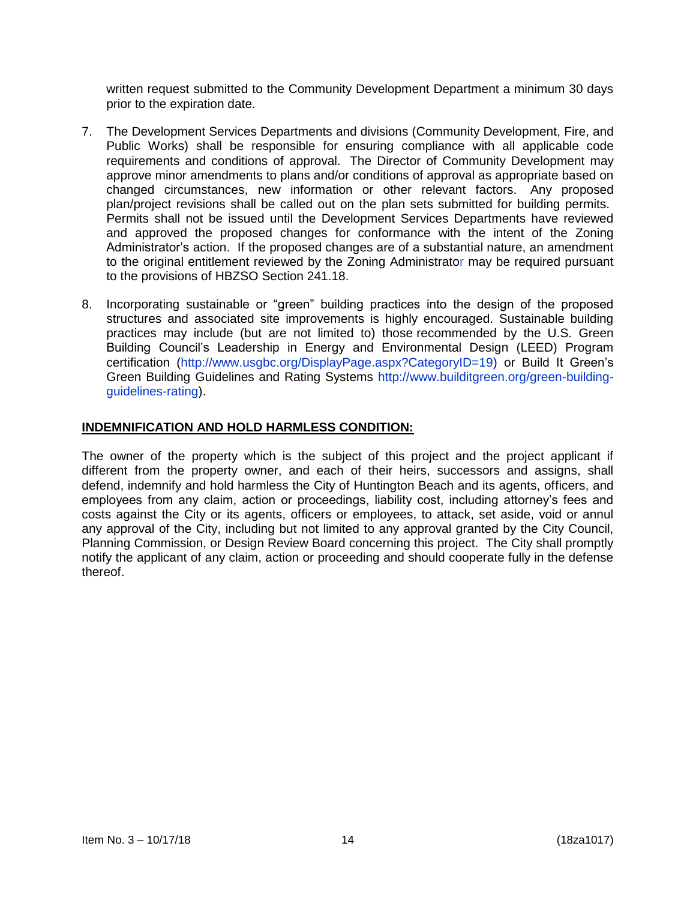written request submitted to the Community Development Department a minimum 30 days prior to the expiration date.

7. The Development Services Departments and divisions (Community Development, Fire, and Public Works) shall be responsible for ensuring compliance with all applicable code requirements and conditions of approval. The Director of Community Development may approve minor amendments to plans and/or conditions of approval as appropriate based on changed circumstances, new information or other relevant factors. Any proposed plan/project revisions shall be called out on the plan sets submitted for building permits. Permits shall not be issued until the Development Services Departments have reviewed and approved the proposed changes for conformance with the intent of the Zoning Administrator's action. If the proposed changes are of a substantial nature, an amendment to the original entitlement reviewed by the Zoning Administrator may be required pursuant to the provisions of HBZSO Section 241.18.

8. Incorporating sustainable or "green" building practices into the design of the proposed structures and associated site improvements is highly encouraged. Sustainable building practices may include (but are not limited to) those recommended by the U.S. Green Building Council's Leadership in Energy and Environmental Design (LEED) Program certification (http://www.usgbc.org/DisplayPage.aspx?CategoryID=19) or Build It Green's Green Building Guidelines and Rating Systems http://www.builditgreen.org/green-building-guidelines-rating).

**INDEMNIFICATION AND HOLD HARMLESS CONDITION:**

The owner of the property which is the subject of this project and the project applicant if different from the property owner, and each of their heirs, successors and assigns, shall defend, indemnify and hold harmless the City of Huntington Beach and its agents, officers, and employees from any claim, action or proceedings, liability cost, including attorney's fees and costs against the City or its agents, officers or employees, to attack, set aside, void or annul any approval of the City, including but not limited to any approval granted by the City Council, Planning Commission, or Design Review Board concerning this project. The City shall promptly notify the applicant of any claim, action or proceeding and should cooperate fully in the defense thereof.